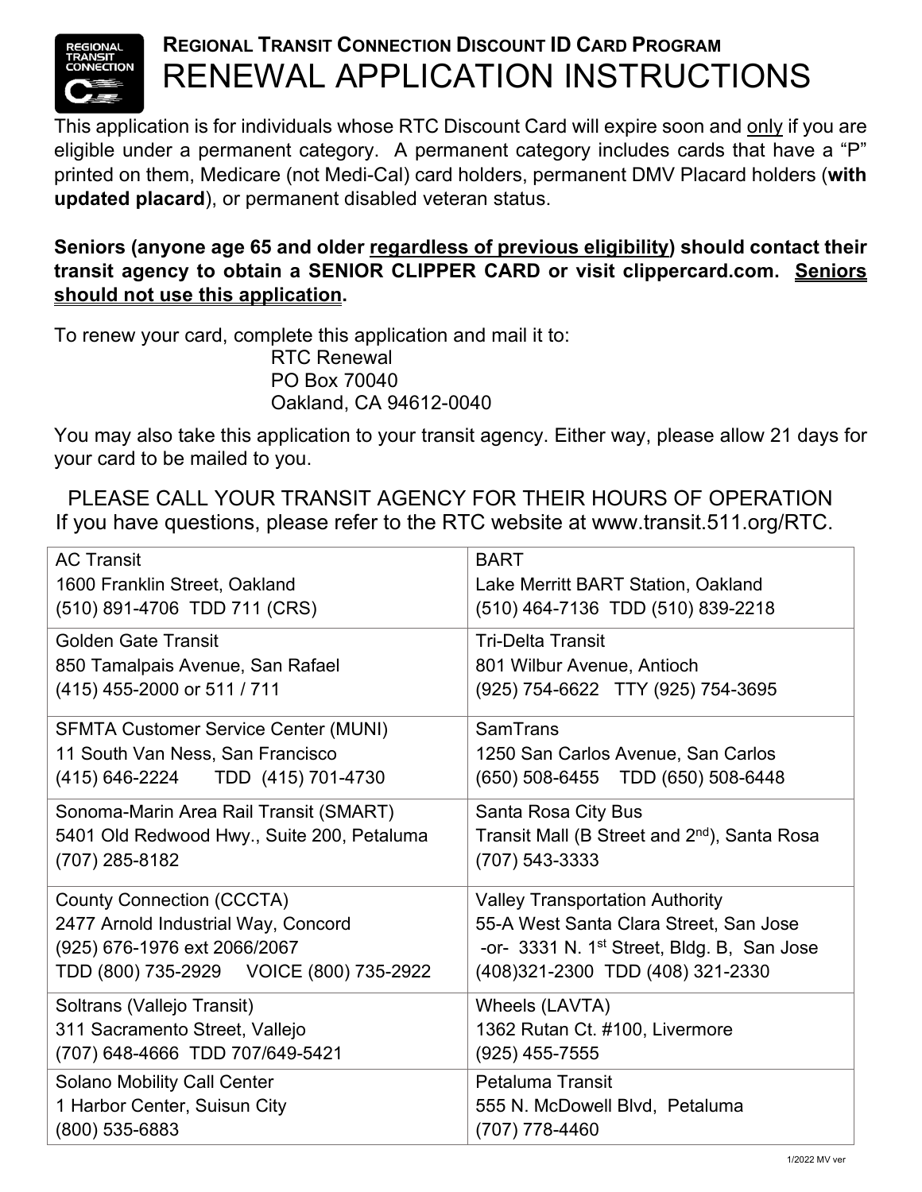## Regional Transit Connection Discount ID Card Program

# RENEWAL APPLICATION INSTRUCTIONS

This application is for individuals whose RTC Discount Card will expire soon and only if you are eligible under a permanent category. A permanent category includes cards that have a "P" printed on them, Medicare (not Medi-Cal) card holders, permanent DMV Placard holders (**with updated placard**), or permanent disabled veteran status.

**Seniors (anyone age 65 and older regardless of previous eligibility) should contact their transit agency to obtain a SENIOR CLIPPER CARD or visit clippercard.com. Seniors should not use this application.**

To renew your card, complete this application and mail it to:

RTC Renewal
PO Box 70040
Oakland, CA 94612-0040

You may also take this application to your transit agency. Either way, please allow 21 days for your card to be mailed to you.

PLEASE CALL YOUR TRANSIT AGENCY FOR THEIR HOURS OF OPERATION
If you have questions, please refer to the RTC website at www.transit.511.org/RTC.

| | |
|---|---|
| AC Transit<br>1600 Franklin Street, Oakland<br>(510) 891-4706 TDD 711 (CRS) | BART<br>Lake Merritt BART Station, Oakland<br>(510) 464-7136 TDD (510) 839-2218 |
| Golden Gate Transit<br>850 Tamalpais Avenue, San Rafael<br>(415) 455-2000 or 511 / 711 | Tri-Delta Transit<br>801 Wilbur Avenue, Antioch<br>(925) 754-6622 TTY (925) 754-3695 |
| SFMTA Customer Service Center (MUNI)<br>11 South Van Ness, San Francisco<br>(415) 646-2224 TDD (415) 701-4730 | SamTrans<br>1250 San Carlos Avenue, San Carlos<br>(650) 508-6455 TDD (650) 508-6448 |
| Sonoma-Marin Area Rail Transit (SMART)<br>5401 Old Redwood Hwy., Suite 200, Petaluma<br>(707) 285-8182 | Santa Rosa City Bus<br>Transit Mall (B Street and 2nd), Santa Rosa<br>(707) 543-3333 |
| County Connection (CCCTA)<br>2477 Arnold Industrial Way, Concord<br>(925) 676-1976 ext 2066/2067<br>TDD (800) 735-2929 VOICE (800) 735-2922 | Valley Transportation Authority<br>55-A West Santa Clara Street, San Jose<br>-or- 3331 N. 1st Street, Bldg. B, San Jose<br>(408)321-2300 TDD (408) 321-2330 |
| Soltrans (Vallejo Transit)<br>311 Sacramento Street, Vallejo<br>(707) 648-4666 TDD 707/649-5421 | Wheels (LAVTA)<br>1362 Rutan Ct. #100, Livermore<br>(925) 455-7555 |
| Solano Mobility Call Center<br>1 Harbor Center, Suisun City<br>(800) 535-6883 | Petaluma Transit<br>555 N. McDowell Blvd, Petaluma<br>(707) 778-4460 |

1/2022 MV ver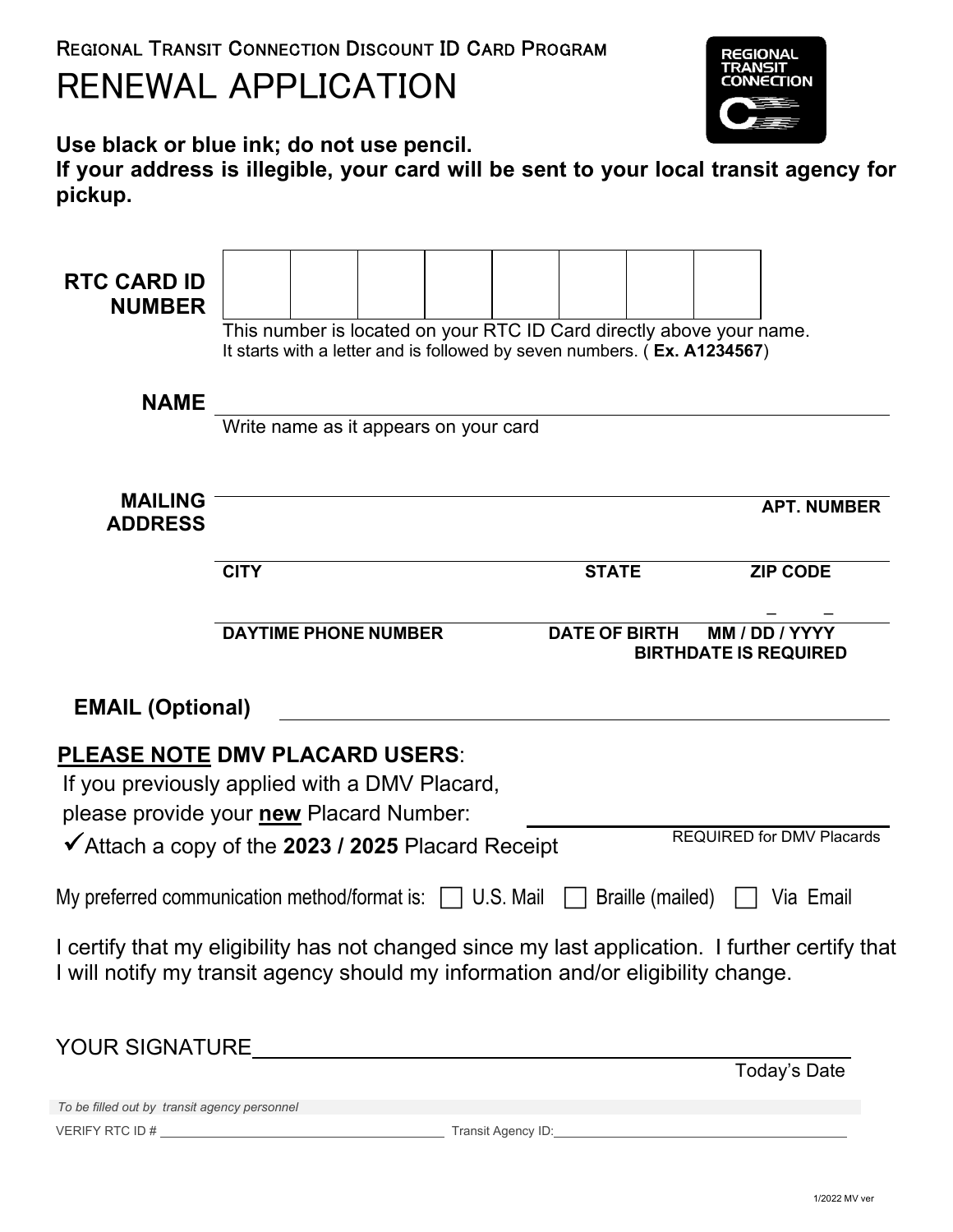REGIONAL TRANSIT CONNECTION DISCOUNT ID CARD PROGRAM

# RENEWAL APPLICATION

REGIONAL TRANSIT CONNECTION

**Use black or blue ink; do not use pencil.**
**If your address is illegible, your card will be sent to your local transit agency for pickup.**

**RTC CARD ID NUMBER**

| | | | | | | | |
|---|---|---|---|---|---|---|---|
| | | | | | | | |

This number is located on your RTC ID Card directly above your name.
It starts with a letter and is followed by seven numbers. ( **Ex. A1234567**)

**NAME** ______________________________
Write name as it appears on your card

**MAILING ADDRESS** ______________________________ **APT. NUMBER**

**CITY** **STATE** **ZIP CODE**

**DAYTIME PHONE NUMBER** **DATE OF BIRTH MM / DD / YYYY**
**BIRTHDATE IS REQUIRED**

**EMAIL (Optional)** ______________________________

**PLEASE NOTE DMV PLACARD USERS**:
If you previously applied with a DMV Placard, please provide your **new** Placard Number: ______________________________
REQUIRED for DMV Placards

✓Attach a copy of the **2023 / 2025** Placard Receipt

My preferred communication method/format is: ☐ U.S. Mail ☐ Braille (mailed) ☐ Via Email

I certify that my eligibility has not changed since my last application. I further certify that I will notify my transit agency should my information and/or eligibility change.

YOUR SIGNATURE______________________________
Today's Date

*To be filled out by transit agency personnel*

VERIFY RTC ID # ______________________________ Transit Agency ID: ______________________________

1/2022 MV ver